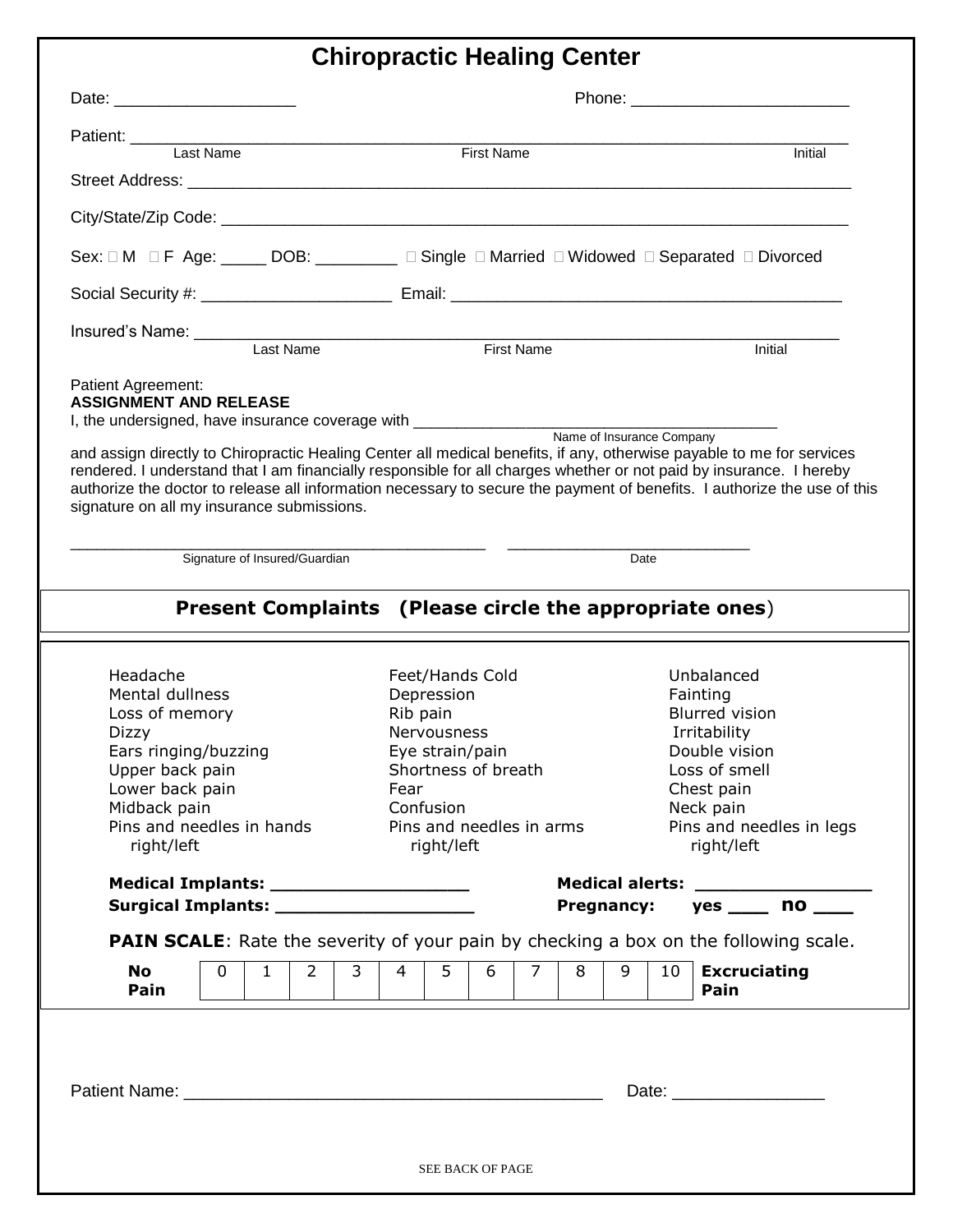# Chiropractic Healing Center

Date: ___________________ Phone: _______________________

Patient: ______________________________________________________________________________

Last Name First Name Initial

Street Address: _________________________________________________________________________

City/State/Zip Code: _____________________________________________________________________

Sex: ☐ M ☐ F Age: _____ DOB: _________ ☐ Single ☐ Married ☐ Widowed ☐ Separated ☐ Divorced

Social Security #: ____________________ Email: __________________________________________

Insured's Name: _________________________________________________________________________

Last Name First Name Initial

Patient Agreement:

**ASSIGNMENT AND RELEASE**

I, the undersigned, have insurance coverage with __________________________________________

Name of Insurance Company

and assign directly to Chiropractic Healing Center all medical benefits, if any, otherwise payable to me for services rendered. I understand that I am financially responsible for all charges whether or not paid by insurance. I hereby authorize the doctor to release all information necessary to secure the payment of benefits. I authorize the use of this signature on all my insurance submissions.

_______________________________________________ ___________________________

Signature of Insured/Guardian Date

## Present Complaints (Please circle the appropriate ones)

| | | |
|---|---|---|
| Headache | Feet/Hands Cold | Unbalanced |
| Mental dullness | Depression | Fainting |
| Loss of memory | Rib pain | Blurred vision |
| Dizzy | Nervousness | Irritability |
| Ears ringing/buzzing | Eye strain/pain | Double vision |
| Upper back pain | Shortness of breath | Loss of smell |
| Lower back pain | Fear | Chest pain |
| Midback pain | Confusion | Neck pain |
| Pins and needles in hands right/left | Pins and needles in arms right/left | Pins and needles in legs right/left |

**Medical Implants: __________________** **Medical alerts: ________________**

**Surgical Implants: __________________** **Pregnancy: yes ____ no ____**

**PAIN SCALE**: Rate the severity of your pain by checking a box on the following scale.

| No Pain | 0 | 1 | 2 | 3 | 4 | 5 | 6 | 7 | 8 | 9 | 10 | Excruciating Pain |
|---|---|---|---|---|---|---|---|---|---|---|---|---|

Patient Name: __________________________________________ Date: _______________

SEE BACK OF PAGE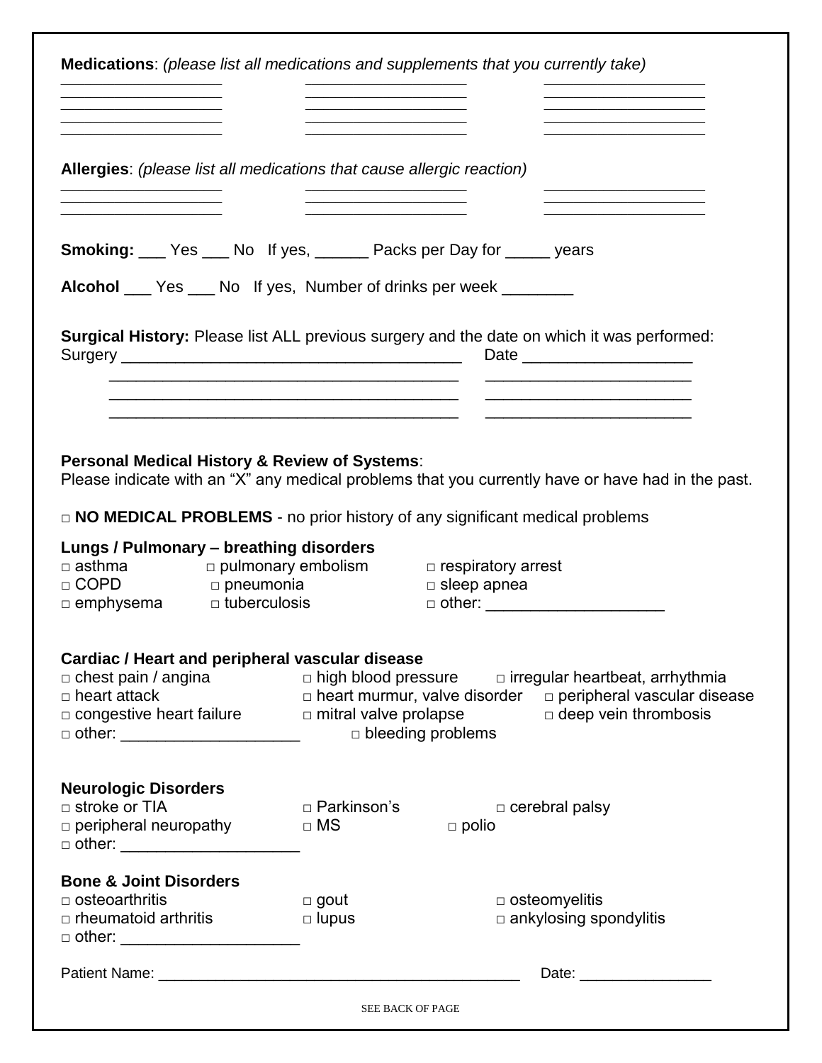**Medications**: *(please list all medications and supplements that you currently take)*

\_\_\_\_\_\_\_\_\_\_\_\_\_\_\_\_\_\_\_\_ \_\_\_\_\_\_\_\_\_\_\_\_\_\_\_\_\_\_\_\_ \_\_\_\_\_\_\_\_\_\_\_\_\_\_\_\_\_\_\_\_
\_\_\_\_\_\_\_\_\_\_\_\_\_\_\_\_\_\_\_\_ \_\_\_\_\_\_\_\_\_\_\_\_\_\_\_\_\_\_\_\_ \_\_\_\_\_\_\_\_\_\_\_\_\_\_\_\_\_\_\_\_
\_\_\_\_\_\_\_\_\_\_\_\_\_\_\_\_\_\_\_\_ \_\_\_\_\_\_\_\_\_\_\_\_\_\_\_\_\_\_\_\_ \_\_\_\_\_\_\_\_\_\_\_\_\_\_\_\_\_\_\_\_
\_\_\_\_\_\_\_\_\_\_\_\_\_\_\_\_\_\_\_\_ \_\_\_\_\_\_\_\_\_\_\_\_\_\_\_\_\_\_\_\_ \_\_\_\_\_\_\_\_\_\_\_\_\_\_\_\_\_\_\_\_
\_\_\_\_\_\_\_\_\_\_\_\_\_\_\_\_\_\_\_\_ \_\_\_\_\_\_\_\_\_\_\_\_\_\_\_\_\_\_\_\_ \_\_\_\_\_\_\_\_\_\_\_\_\_\_\_\_\_\_\_\_

**Allergies**: *(please list all medications that cause allergic reaction)*

\_\_\_\_\_\_\_\_\_\_\_\_\_\_\_\_\_\_\_\_ \_\_\_\_\_\_\_\_\_\_\_\_\_\_\_\_\_\_\_\_ \_\_\_\_\_\_\_\_\_\_\_\_\_\_\_\_\_\_\_\_
\_\_\_\_\_\_\_\_\_\_\_\_\_\_\_\_\_\_\_\_ \_\_\_\_\_\_\_\_\_\_\_\_\_\_\_\_\_\_\_\_ \_\_\_\_\_\_\_\_\_\_\_\_\_\_\_\_\_\_\_\_
\_\_\_\_\_\_\_\_\_\_\_\_\_\_\_\_\_\_\_\_ \_\_\_\_\_\_\_\_\_\_\_\_\_\_\_\_\_\_\_\_ \_\_\_\_\_\_\_\_\_\_\_\_\_\_\_\_\_\_\_\_

**Smoking:** \_\_\_ Yes \_\_\_ No If yes, \_\_\_\_\_\_ Packs per Day for \_\_\_\_\_ years

**Alcohol** \_\_\_ Yes \_\_\_ No If yes, Number of drinks per week \_\_\_\_\_\_\_\_

**Surgical History:** Please list ALL previous surgery and the date on which it was performed:
Surgery \_\_\_\_\_\_\_\_\_\_\_\_\_\_\_\_\_\_\_\_\_\_\_\_\_\_\_\_\_\_\_\_\_\_\_\_\_\_\_ Date \_\_\_\_\_\_\_\_\_\_\_\_\_\_\_\_\_\_\_
\_\_\_\_\_\_\_\_\_\_\_\_\_\_\_\_\_\_\_\_\_\_\_\_\_\_\_\_\_\_\_\_\_\_\_\_\_\_\_ \_\_\_\_\_\_\_\_\_\_\_\_\_\_\_\_\_\_\_\_\_\_\_
\_\_\_\_\_\_\_\_\_\_\_\_\_\_\_\_\_\_\_\_\_\_\_\_\_\_\_\_\_\_\_\_\_\_\_\_\_\_\_ \_\_\_\_\_\_\_\_\_\_\_\_\_\_\_\_\_\_\_\_\_\_\_
\_\_\_\_\_\_\_\_\_\_\_\_\_\_\_\_\_\_\_\_\_\_\_\_\_\_\_\_\_\_\_\_\_\_\_\_\_\_\_ \_\_\_\_\_\_\_\_\_\_\_\_\_\_\_\_\_\_\_\_\_\_\_

**Personal Medical History & Review of Systems**:
Please indicate with an "X" any medical problems that you currently have or have had in the past.

□ **NO MEDICAL PROBLEMS** - no prior history of any significant medical problems

**Lungs / Pulmonary – breathing disorders**

□ asthma □ pulmonary embolism □ respiratory arrest
□ COPD □ pneumonia □ sleep apnea
□ emphysema □ tuberculosis □ other: \_\_\_\_\_\_\_\_\_\_\_\_\_\_\_\_\_\_\_\_

**Cardiac / Heart and peripheral vascular disease**

□ chest pain / angina □ high blood pressure □ irregular heartbeat, arrhythmia
□ heart attack □ heart murmur, valve disorder □ peripheral vascular disease
□ congestive heart failure □ mitral valve prolapse □ deep vein thrombosis
□ other: \_\_\_\_\_\_\_\_\_\_\_\_\_\_\_\_\_\_\_\_ □ bleeding problems

**Neurologic Disorders**

□ stroke or TIA □ Parkinson's □ cerebral palsy
□ peripheral neuropathy □ MS □ polio
□ other: \_\_\_\_\_\_\_\_\_\_\_\_\_\_\_\_\_\_\_\_

**Bone & Joint Disorders**

□ osteoarthritis □ gout □ osteomyelitis
□ rheumatoid arthritis □ lupus □ ankylosing spondylitis
□ other: \_\_\_\_\_\_\_\_\_\_\_\_\_\_\_\_\_\_\_\_

Patient Name: \_\_\_\_\_\_\_\_\_\_\_\_\_\_\_\_\_\_\_\_\_\_\_\_\_\_\_\_\_\_\_\_\_\_\_\_\_\_\_\_\_\_\_ Date: \_\_\_\_\_\_\_\_\_\_\_\_\_\_\_\_

SEE BACK OF PAGE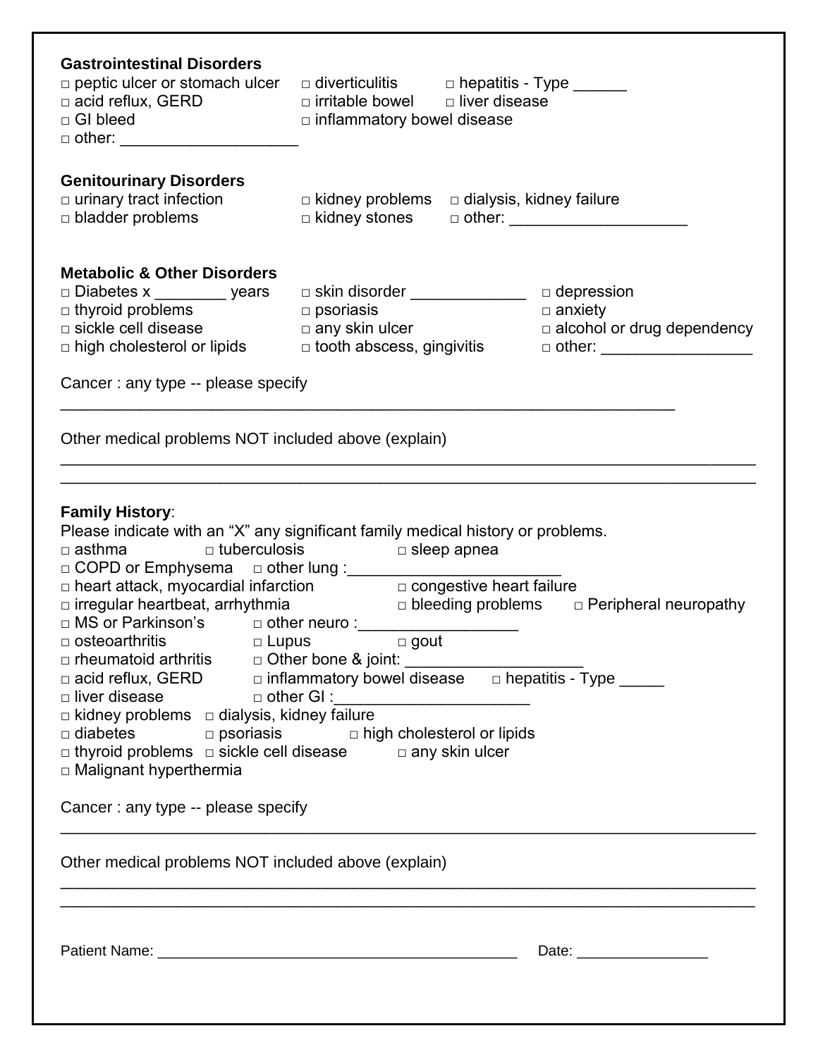**Gastrointestinal Disorders**

□ peptic ulcer or stomach ulcer □ diverticulitis □ hepatitis - Type ______
□ acid reflux, GERD □ irritable bowel □ liver disease
□ GI bleed □ inflammatory bowel disease
□ other: ____________________

**Genitourinary Disorders**

□ urinary tract infection □ kidney problems □ dialysis, kidney failure
□ bladder problems □ kidney stones □ other: ____________________

**Metabolic & Other Disorders**

□ Diabetes x ________ years □ skin disorder _____________ □ depression
□ thyroid problems □ psoriasis □ anxiety
□ sickle cell disease □ any skin ulcer □ alcohol or drug dependency
□ high cholesterol or lipids □ tooth abscess, gingivitis □ other: _________________

Cancer : any type -- please specify

_______________________________________________________________________

Other medical problems NOT included above (explain)

_______________________________________________________________________
_______________________________________________________________________

**Family History**:

Please indicate with an "X" any significant family medical history or problems.

□ asthma □ tuberculosis □ sleep apnea
□ COPD or Emphysema □ other lung :________________________
□ heart attack, myocardial infarction □ congestive heart failure
□ irregular heartbeat, arrhythmia □ bleeding problems □ Peripheral neuropathy
□ MS or Parkinson's □ other neuro :__________________
□ osteoarthritis □ Lupus □ gout
□ rheumatoid arthritis □ Other bone & joint: ____________________
□ acid reflux, GERD □ inflammatory bowel disease □ hepatitis - Type _____
□ liver disease □ other GI :______________________
□ kidney problems □ dialysis, kidney failure
□ diabetes □ psoriasis □ high cholesterol or lipids
□ thyroid problems □ sickle cell disease □ any skin ulcer
□ Malignant hyperthermia

Cancer : any type -- please specify

_______________________________________________________________________

Other medical problems NOT included above (explain)

_______________________________________________________________________
_______________________________________________________________________

Patient Name: ___________________________________________ Date: ________________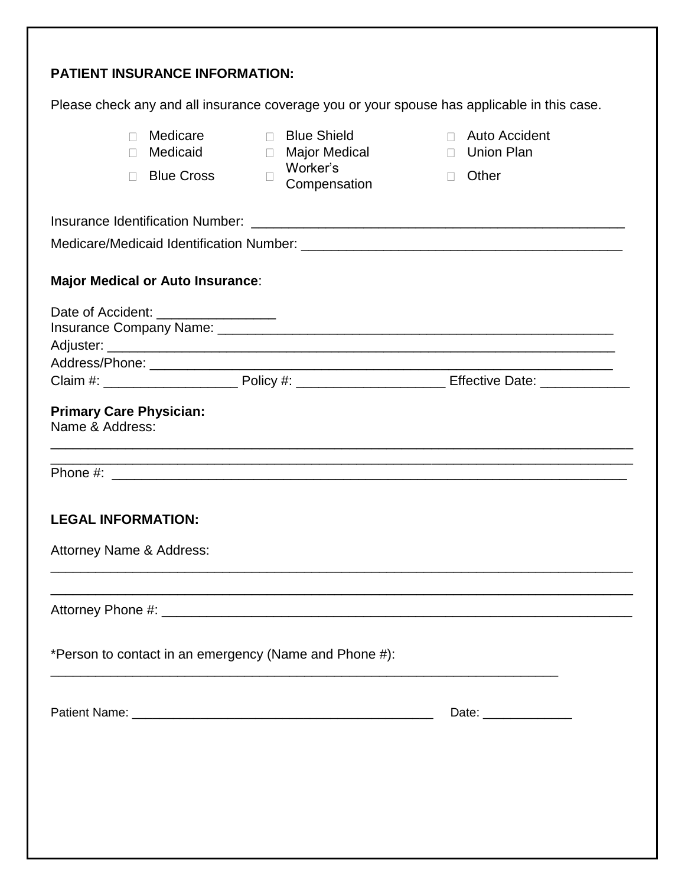**PATIENT INSURANCE INFORMATION:**

Please check any and all insurance coverage you or your spouse has applicable in this case.

| | | |
|---|---|---|
| ☐ Medicare | ☐ Blue Shield | ☐ Auto Accident |
| ☐ Medicaid | ☐ Major Medical | ☐ Union Plan |
| ☐ Blue Cross | ☐ Worker's Compensation | ☐ Other |

Insurance Identification Number: ___________________________________________________

Medicare/Medicaid Identification Number: ____________________________________________

**Major Medical or Auto Insurance**:

Date of Accident: ________________

Insurance Company Name: ________________________________________________________

Adjuster: _____________________________________________________________________

Address/Phone: ________________________________________________________________

Claim #: __________________ Policy #: ____________________ Effective Date: ____________

**Primary Care Physician:**

Name & Address:

______________________________________________________________________________

______________________________________________________________________________

Phone #: ______________________________________________________________________

**LEGAL INFORMATION:**

Attorney Name & Address:

______________________________________________________________________________

______________________________________________________________________________

Attorney Phone #: _______________________________________________________________

*Person to contact in an emergency (Name and Phone #):

_______________________________________________________________________

Patient Name: ___________________________________________ Date: _____________